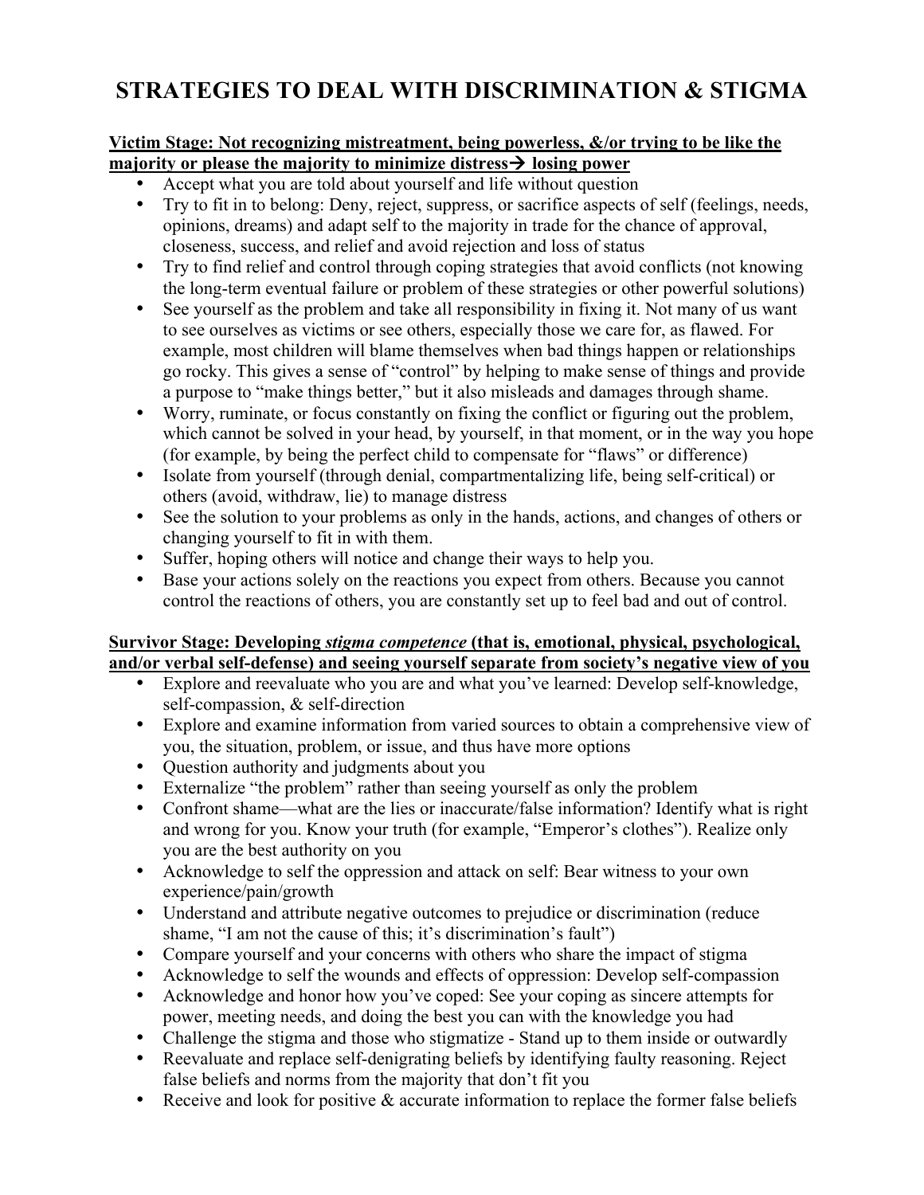# STRATEGIES TO DEAL WITH DISCRIMINATION & STIGMA

**Victim Stage: Not recognizing mistreatment, being powerless, &/or trying to be like the majority or please the majority to minimize distress→ losing power**

- Accept what you are told about yourself and life without question
- Try to fit in to belong: Deny, reject, suppress, or sacrifice aspects of self (feelings, needs, opinions, dreams) and adapt self to the majority in trade for the chance of approval, closeness, success, and relief and avoid rejection and loss of status
- Try to find relief and control through coping strategies that avoid conflicts (not knowing the long-term eventual failure or problem of these strategies or other powerful solutions)
- See yourself as the problem and take all responsibility in fixing it. Not many of us want to see ourselves as victims or see others, especially those we care for, as flawed. For example, most children will blame themselves when bad things happen or relationships go rocky. This gives a sense of "control" by helping to make sense of things and provide a purpose to "make things better," but it also misleads and damages through shame.
- Worry, ruminate, or focus constantly on fixing the conflict or figuring out the problem, which cannot be solved in your head, by yourself, in that moment, or in the way you hope (for example, by being the perfect child to compensate for "flaws" or difference)
- Isolate from yourself (through denial, compartmentalizing life, being self-critical) or others (avoid, withdraw, lie) to manage distress
- See the solution to your problems as only in the hands, actions, and changes of others or changing yourself to fit in with them.
- Suffer, hoping others will notice and change their ways to help you.
- Base your actions solely on the reactions you expect from others. Because you cannot control the reactions of others, you are constantly set up to feel bad and out of control.

**Survivor Stage: Developing *stigma competence* (that is, emotional, physical, psychological, and/or verbal self-defense) and seeing yourself separate from society's negative view of you**

- Explore and reevaluate who you are and what you've learned: Develop self-knowledge, self-compassion, & self-direction
- Explore and examine information from varied sources to obtain a comprehensive view of you, the situation, problem, or issue, and thus have more options
- Question authority and judgments about you
- Externalize "the problem" rather than seeing yourself as only the problem
- Confront shame—what are the lies or inaccurate/false information? Identify what is right and wrong for you. Know your truth (for example, "Emperor's clothes"). Realize only you are the best authority on you
- Acknowledge to self the oppression and attack on self: Bear witness to your own experience/pain/growth
- Understand and attribute negative outcomes to prejudice or discrimination (reduce shame, "I am not the cause of this; it's discrimination's fault")
- Compare yourself and your concerns with others who share the impact of stigma
- Acknowledge to self the wounds and effects of oppression: Develop self-compassion
- Acknowledge and honor how you've coped: See your coping as sincere attempts for power, meeting needs, and doing the best you can with the knowledge you had
- Challenge the stigma and those who stigmatize - Stand up to them inside or outwardly
- Reevaluate and replace self-denigrating beliefs by identifying faulty reasoning. Reject false beliefs and norms from the majority that don't fit you
- Receive and look for positive & accurate information to replace the former false beliefs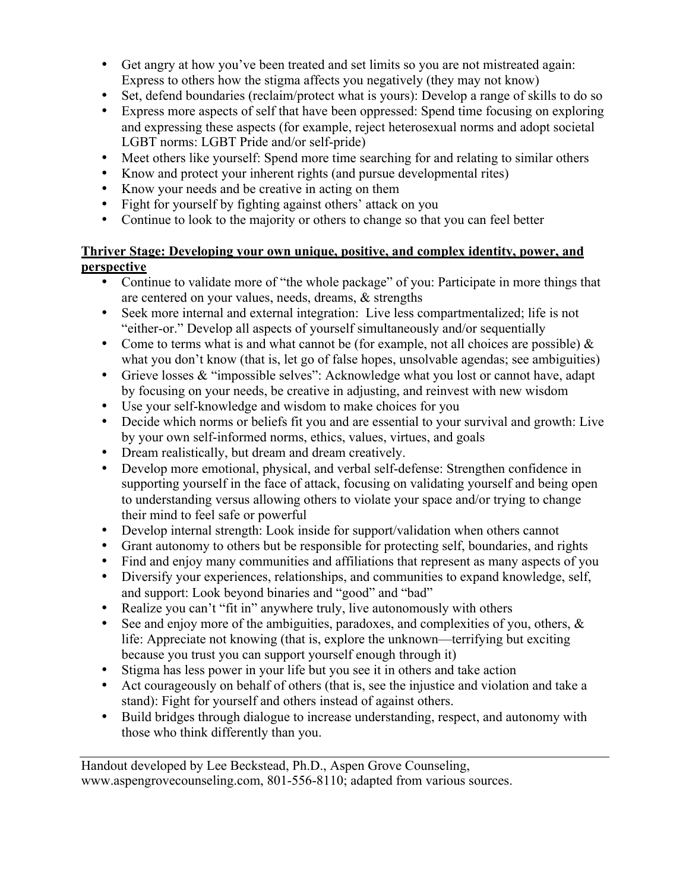- Get angry at how you've been treated and set limits so you are not mistreated again: Express to others how the stigma affects you negatively (they may not know)
- Set, defend boundaries (reclaim/protect what is yours): Develop a range of skills to do so
- Express more aspects of self that have been oppressed: Spend time focusing on exploring and expressing these aspects (for example, reject heterosexual norms and adopt societal LGBT norms: LGBT Pride and/or self-pride)
- Meet others like yourself: Spend more time searching for and relating to similar others
- Know and protect your inherent rights (and pursue developmental rites)
- Know your needs and be creative in acting on them
- Fight for yourself by fighting against others' attack on you
- Continue to look to the majority or others to change so that you can feel better

**Thriver Stage: Developing your own unique, positive, and complex identity, power, and perspective**

- Continue to validate more of "the whole package" of you: Participate in more things that are centered on your values, needs, dreams, & strengths
- Seek more internal and external integration: Live less compartmentalized; life is not "either-or." Develop all aspects of yourself simultaneously and/or sequentially
- Come to terms what is and what cannot be (for example, not all choices are possible) & what you don't know (that is, let go of false hopes, unsolvable agendas; see ambiguities)
- Grieve losses & "impossible selves": Acknowledge what you lost or cannot have, adapt by focusing on your needs, be creative in adjusting, and reinvest with new wisdom
- Use your self-knowledge and wisdom to make choices for you
- Decide which norms or beliefs fit you and are essential to your survival and growth: Live by your own self-informed norms, ethics, values, virtues, and goals
- Dream realistically, but dream and dream creatively.
- Develop more emotional, physical, and verbal self-defense: Strengthen confidence in supporting yourself in the face of attack, focusing on validating yourself and being open to understanding versus allowing others to violate your space and/or trying to change their mind to feel safe or powerful
- Develop internal strength: Look inside for support/validation when others cannot
- Grant autonomy to others but be responsible for protecting self, boundaries, and rights
- Find and enjoy many communities and affiliations that represent as many aspects of you
- Diversify your experiences, relationships, and communities to expand knowledge, self, and support: Look beyond binaries and "good" and "bad"
- Realize you can't "fit in" anywhere truly, live autonomously with others
- See and enjoy more of the ambiguities, paradoxes, and complexities of you, others, & life: Appreciate not knowing (that is, explore the unknown—terrifying but exciting because you trust you can support yourself enough through it)
- Stigma has less power in your life but you see it in others and take action
- Act courageously on behalf of others (that is, see the injustice and violation and take a stand): Fight for yourself and others instead of against others.
- Build bridges through dialogue to increase understanding, respect, and autonomy with those who think differently than you.

---

Handout developed by Lee Beckstead, Ph.D., Aspen Grove Counseling, www.aspengrovecounseling.com, 801-556-8110; adapted from various sources.